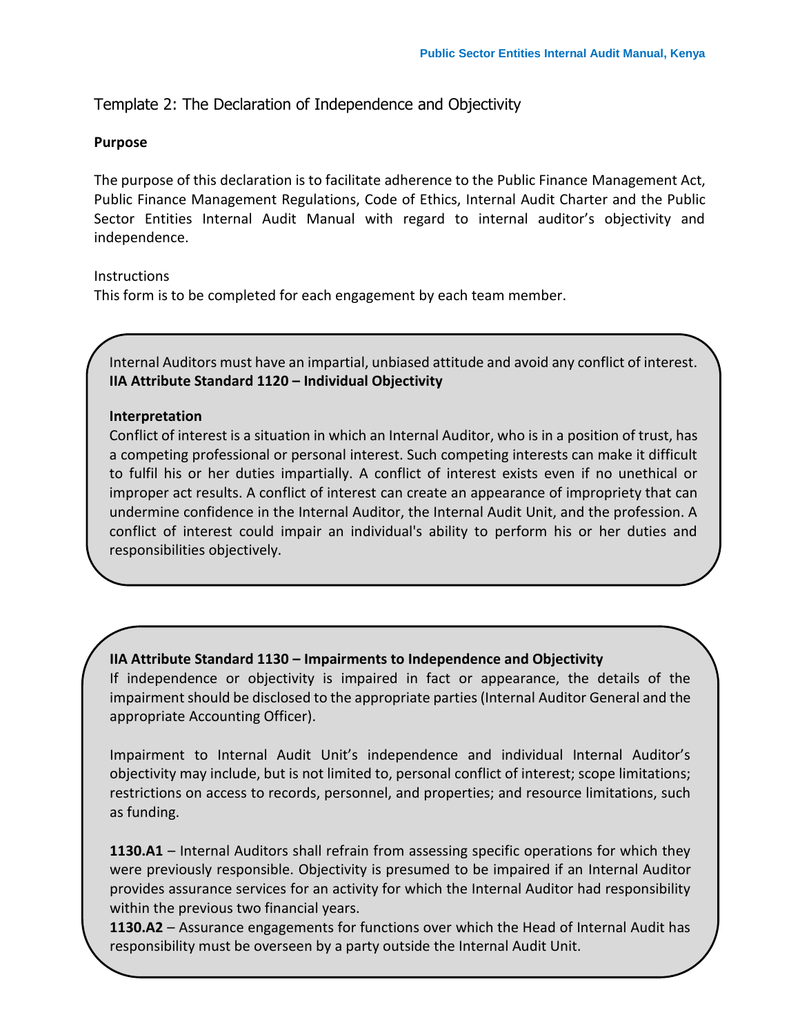## Template 2: The Declaration of Independence and Objectivity

**Purpose**

The purpose of this declaration is to facilitate adherence to the Public Finance Management Act, Public Finance Management Regulations, Code of Ethics, Internal Audit Charter and the Public Sector Entities Internal Audit Manual with regard to internal auditor's objectivity and independence.

Instructions
This form is to be completed for each engagement by each team member.

Internal Auditors must have an impartial, unbiased attitude and avoid any conflict of interest.
**IIA Attribute Standard 1120 – Individual Objectivity**

**Interpretation**
Conflict of interest is a situation in which an Internal Auditor, who is in a position of trust, has a competing professional or personal interest. Such competing interests can make it difficult to fulfil his or her duties impartially. A conflict of interest exists even if no unethical or improper act results. A conflict of interest can create an appearance of impropriety that can undermine confidence in the Internal Auditor, the Internal Audit Unit, and the profession. A conflict of interest could impair an individual's ability to perform his or her duties and responsibilities objectively.

**IIA Attribute Standard 1130 – Impairments to Independence and Objectivity**
If independence or objectivity is impaired in fact or appearance, the details of the impairment should be disclosed to the appropriate parties (Internal Auditor General and the appropriate Accounting Officer).

Impairment to Internal Audit Unit's independence and individual Internal Auditor's objectivity may include, but is not limited to, personal conflict of interest; scope limitations; restrictions on access to records, personnel, and properties; and resource limitations, such as funding.

**1130.A1** – Internal Auditors shall refrain from assessing specific operations for which they were previously responsible. Objectivity is presumed to be impaired if an Internal Auditor provides assurance services for an activity for which the Internal Auditor had responsibility within the previous two financial years.
**1130.A2** – Assurance engagements for functions over which the Head of Internal Audit has responsibility must be overseen by a party outside the Internal Audit Unit.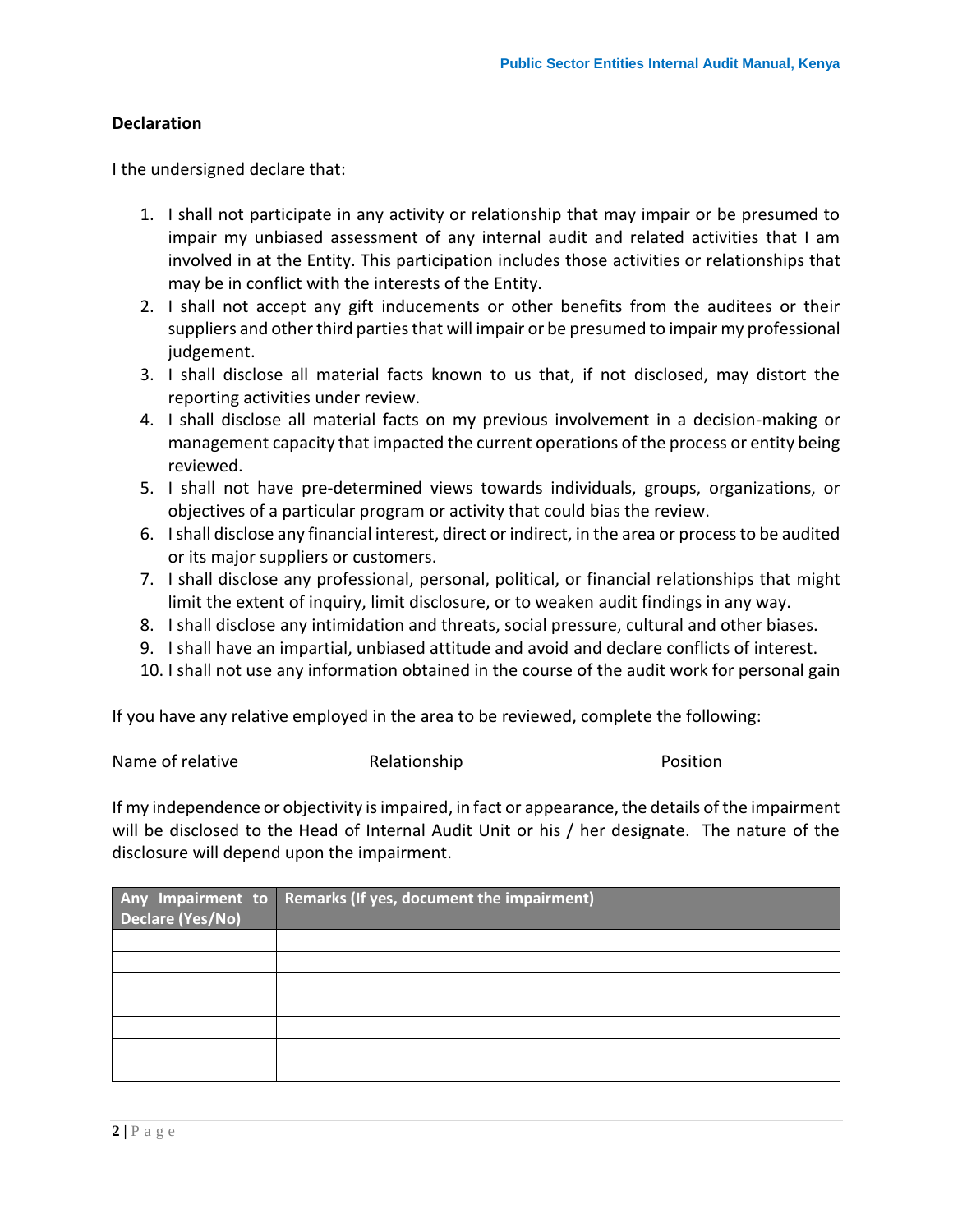**Declaration**

I the undersigned declare that:

1. I shall not participate in any activity or relationship that may impair or be presumed to impair my unbiased assessment of any internal audit and related activities that I am involved in at the Entity. This participation includes those activities or relationships that may be in conflict with the interests of the Entity.
2. I shall not accept any gift inducements or other benefits from the auditees or their suppliers and other third parties that will impair or be presumed to impair my professional judgement.
3. I shall disclose all material facts known to us that, if not disclosed, may distort the reporting activities under review.
4. I shall disclose all material facts on my previous involvement in a decision-making or management capacity that impacted the current operations of the process or entity being reviewed.
5. I shall not have pre-determined views towards individuals, groups, organizations, or objectives of a particular program or activity that could bias the review.
6. I shall disclose any financial interest, direct or indirect, in the area or process to be audited or its major suppliers or customers.
7. I shall disclose any professional, personal, political, or financial relationships that might limit the extent of inquiry, limit disclosure, or to weaken audit findings in any way.
8. I shall disclose any intimidation and threats, social pressure, cultural and other biases.
9. I shall have an impartial, unbiased attitude and avoid and declare conflicts of interest.
10. I shall not use any information obtained in the course of the audit work for personal gain

If you have any relative employed in the area to be reviewed, complete the following:

Name of relative　　　　　Relationship　　　　　Position

If my independence or objectivity is impaired, in fact or appearance, the details of the impairment will be disclosed to the Head of Internal Audit Unit or his / her designate. The nature of the disclosure will depend upon the impairment.

| Any Impairment to Declare (Yes/No) | Remarks (If yes, document the impairment) |
|---|---|
| | |
| | |
| | |
| | |
| | |
| | |
| | |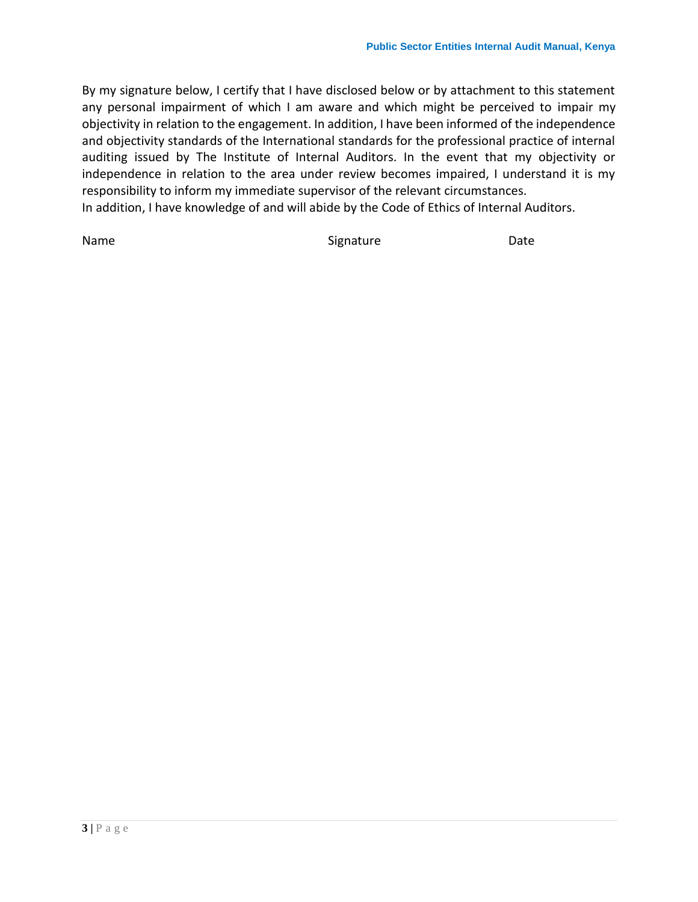By my signature below, I certify that I have disclosed below or by attachment to this statement any personal impairment of which I am aware and which might be perceived to impair my objectivity in relation to the engagement. In addition, I have been informed of the independence and objectivity standards of the International standards for the professional practice of internal auditing issued by The Institute of Internal Auditors. In the event that my objectivity or independence in relation to the area under review becomes impaired, I understand it is my responsibility to inform my immediate supervisor of the relevant circumstances.
In addition, I have knowledge of and will abide by the Code of Ethics of Internal Auditors.

| Name | Signature | Date |
|---|---|---|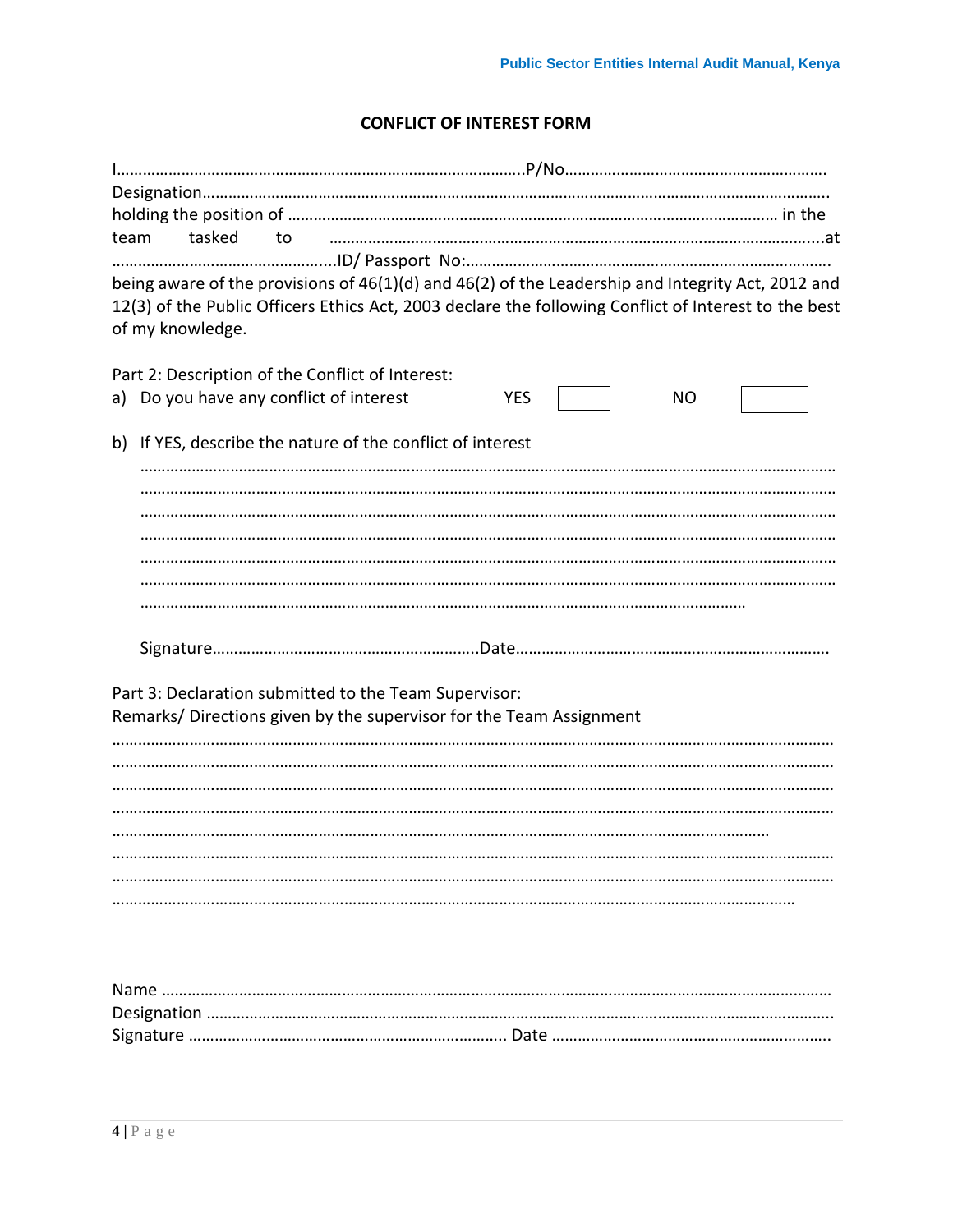## CONFLICT OF INTEREST FORM

I……………………………………………………………………………….P/No…………………………………………………….
Designation…………………………………………………………………………………………………………………………..
holding the position of ……………………………………………………………………………………………… in the team tasked to ……………………………………………………………………………………………………...at ……………………………………………..ID/ Passport No:………………………………………………………………………….
being aware of the provisions of 46(1)(d) and 46(2) of the Leadership and Integrity Act, 2012 and 12(3) of the Public Officers Ethics Act, 2003 declare the following Conflict of Interest to the best of my knowledge.

Part 2: Description of the Conflict of Interest:

a) Do you have any conflict of interest YES ☐ NO ☐

b) If YES, describe the nature of the conflict of interest

………………………………………………………………………………………………………………………………………
………………………………………………………………………………………………………………………………………
………………………………………………………………………………………………………………………………………
………………………………………………………………………………………………………………………………………
………………………………………………………………………………………………………………………………………
………………………………………………………………………………………………………………………………………
……………………………………………………………………………………………………………………………

Signature…………………………………………………….Date……………………………………………………………….

Part 3: Declaration submitted to the Team Supervisor:
Remarks/ Directions given by the supervisor for the Team Assignment

………………………………………………………………………………………………………………………………………
………………………………………………………………………………………………………………………………………
………………………………………………………………………………………………………………………………………
………………………………………………………………………………………………………………………………………
……………………………………………………………………………………………………………………………
………………………………………………………………………………………………………………………………………
………………………………………………………………………………………………………………………………………
……………………………………………………………………………………………………………………………

Name ……………………………………………………………………………………………………………………………
Designation ……………………………………………………………………………………………………………………..
Signature ……………………………………………………………….. Date ……………………………………………………….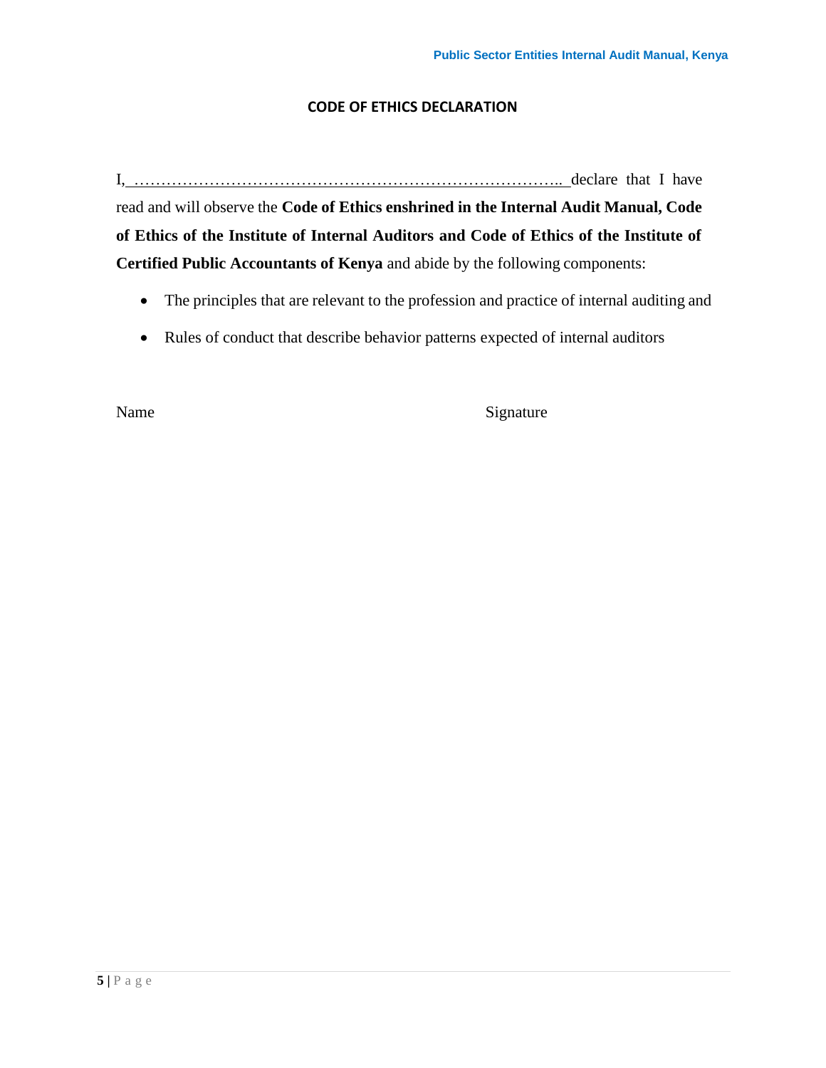## CODE OF ETHICS DECLARATION

I, …………………………………………………………………….. declare that I have read and will observe the **Code of Ethics enshrined in the Internal Audit Manual, Code of Ethics of the Institute of Internal Auditors and Code of Ethics of the Institute of Certified Public Accountants of Kenya** and abide by the following components:

- The principles that are relevant to the profession and practice of internal auditing and
- Rules of conduct that describe behavior patterns expected of internal auditors

Name　　　　　　　　　　　　　　　　　Signature